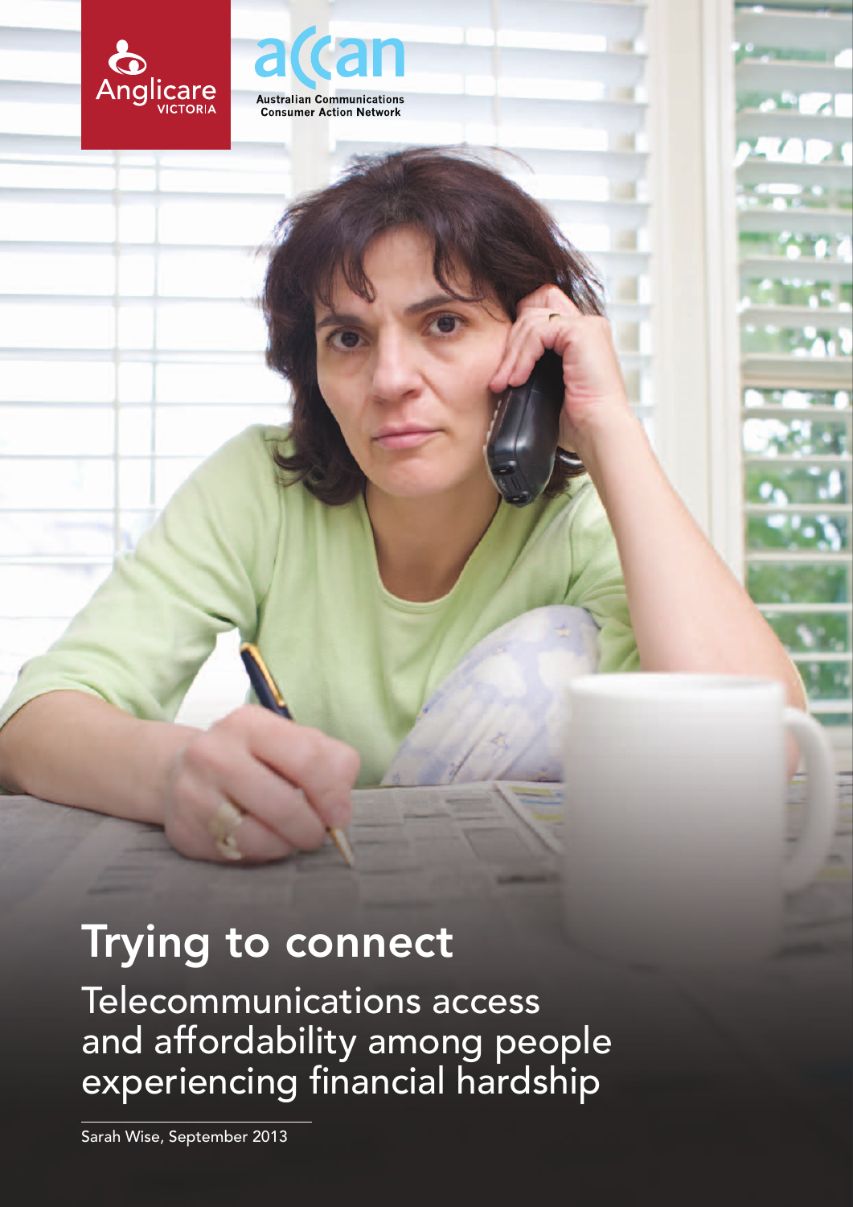Anglicare VICTORIA

accan Australian Communications Consumer Action Network

# Trying to connect

## Telecommunications access and affordability among people experiencing financial hardship

Sarah Wise, September 2013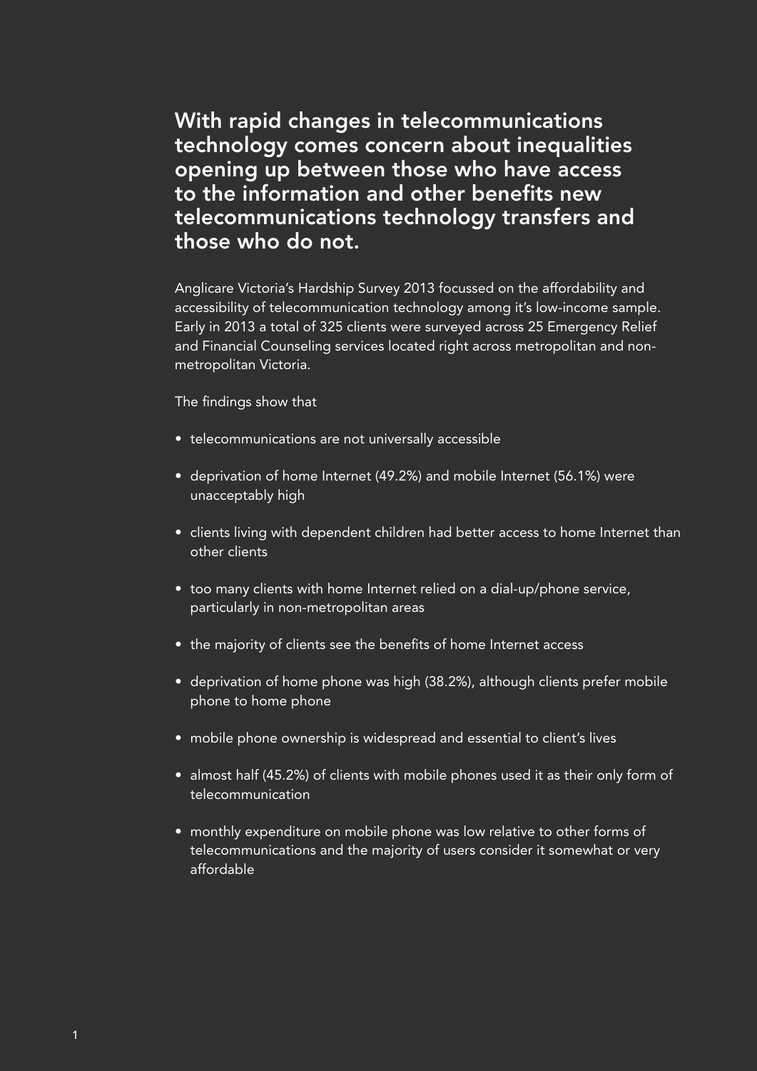## With rapid changes in telecommunications technology comes concern about inequalities opening up between those who have access to the information and other benefits new telecommunications technology transfers and those who do not.

Anglicare Victoria's Hardship Survey 2013 focussed on the affordability and accessibility of telecommunication technology among it's low-income sample. Early in 2013 a total of 325 clients were surveyed across 25 Emergency Relief and Financial Counseling services located right across metropolitan and non-metropolitan Victoria.

The findings show that

- telecommunications are not universally accessible
- deprivation of home Internet (49.2%) and mobile Internet (56.1%) were unacceptably high
- clients living with dependent children had better access to home Internet than other clients
- too many clients with home Internet relied on a dial-up/phone service, particularly in non-metropolitan areas
- the majority of clients see the benefits of home Internet access
- deprivation of home phone was high (38.2%), although clients prefer mobile phone to home phone
- mobile phone ownership is widespread and essential to client's lives
- almost half (45.2%) of clients with mobile phones used it as their only form of telecommunication
- monthly expenditure on mobile phone was low relative to other forms of telecommunications and the majority of users consider it somewhat or very affordable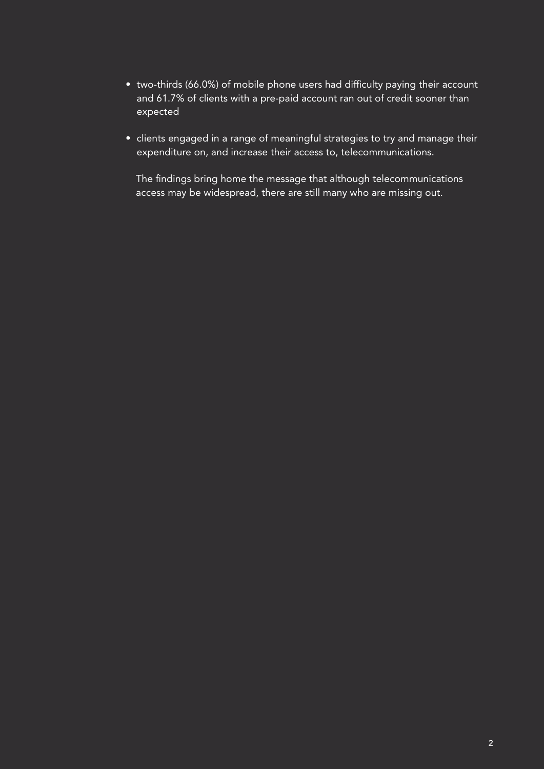- two-thirds (66.0%) of mobile phone users had difficulty paying their account and 61.7% of clients with a pre-paid account ran out of credit sooner than expected
- clients engaged in a range of meaningful strategies to try and manage their expenditure on, and increase their access to, telecommunications.

The findings bring home the message that although telecommunications access may be widespread, there are still many who are missing out.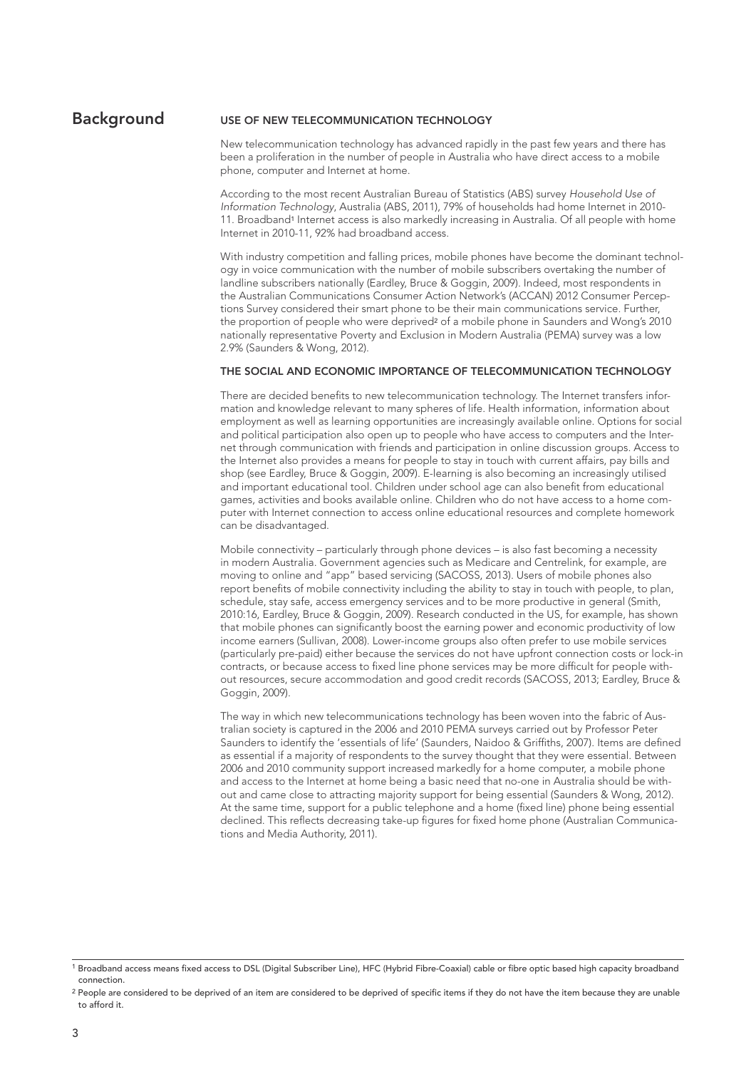# Background

## USE OF NEW TELECOMMUNICATION TECHNOLOGY

New telecommunication technology has advanced rapidly in the past few years and there has been a proliferation in the number of people in Australia who have direct access to a mobile phone, computer and Internet at home.

According to the most recent Australian Bureau of Statistics (ABS) survey *Household Use of Information Technology*, Australia (ABS, 2011), 79% of households had home Internet in 2010-11. Broadband[1] Internet access is also markedly increasing in Australia. Of all people with home Internet in 2010-11, 92% had broadband access.

With industry competition and falling prices, mobile phones have become the dominant technology in voice communication with the number of mobile subscribers overtaking the number of landline subscribers nationally (Eardley, Bruce & Goggin, 2009). Indeed, most respondents in the Australian Communications Consumer Action Network's (ACCAN) 2012 Consumer Perceptions Survey considered their smart phone to be their main communications service. Further, the proportion of people who were deprived[2] of a mobile phone in Saunders and Wong's 2010 nationally representative Poverty and Exclusion in Modern Australia (PEMA) survey was a low 2.9% (Saunders & Wong, 2012).

## THE SOCIAL AND ECONOMIC IMPORTANCE OF TELECOMMUNICATION TECHNOLOGY

There are decided benefits to new telecommunication technology. The Internet transfers information and knowledge relevant to many spheres of life. Health information, information about employment as well as learning opportunities are increasingly available online. Options for social and political participation also open up to people who have access to computers and the Internet through communication with friends and participation in online discussion groups. Access to the Internet also provides a means for people to stay in touch with current affairs, pay bills and shop (see Eardley, Bruce & Goggin, 2009). E-learning is also becoming an increasingly utilised and important educational tool. Children under school age can also benefit from educational games, activities and books available online. Children who do not have access to a home computer with Internet connection to access online educational resources and complete homework can be disadvantaged.

Mobile connectivity – particularly through phone devices – is also fast becoming a necessity in modern Australia. Government agencies such as Medicare and Centrelink, for example, are moving to online and "app" based servicing (SACOSS, 2013). Users of mobile phones also report benefits of mobile connectivity including the ability to stay in touch with people, to plan, schedule, stay safe, access emergency services and to be more productive in general (Smith, 2010:16, Eardley, Bruce & Goggin, 2009). Research conducted in the US, for example, has shown that mobile phones can significantly boost the earning power and economic productivity of low income earners (Sullivan, 2008). Lower-income groups also often prefer to use mobile services (particularly pre-paid) either because the services do not have upfront connection costs or lock-in contracts, or because access to fixed line phone services may be more difficult for people without resources, secure accommodation and good credit records (SACOSS, 2013; Eardley, Bruce & Goggin, 2009).

The way in which new telecommunications technology has been woven into the fabric of Australian society is captured in the 2006 and 2010 PEMA surveys carried out by Professor Peter Saunders to identify the 'essentials of life' (Saunders, Naidoo & Griffiths, 2007). Items are defined as essential if a majority of respondents to the survey thought that they were essential. Between 2006 and 2010 community support increased markedly for a home computer, a mobile phone and access to the Internet at home being a basic need that no-one in Australia should be without and came close to attracting majority support for being essential (Saunders & Wong, 2012). At the same time, support for a public telephone and a home (fixed line) phone being essential declined. This reflects decreasing take-up figures for fixed home phone (Australian Communications and Media Authority, 2011).

---

[1] Broadband access means fixed access to DSL (Digital Subscriber Line), HFC (Hybrid Fibre-Coaxial) cable or fibre optic based high capacity broadband connection.

[2] People are considered to be deprived of an item are considered to be deprived of specific items if they do not have the item because they are unable to afford it.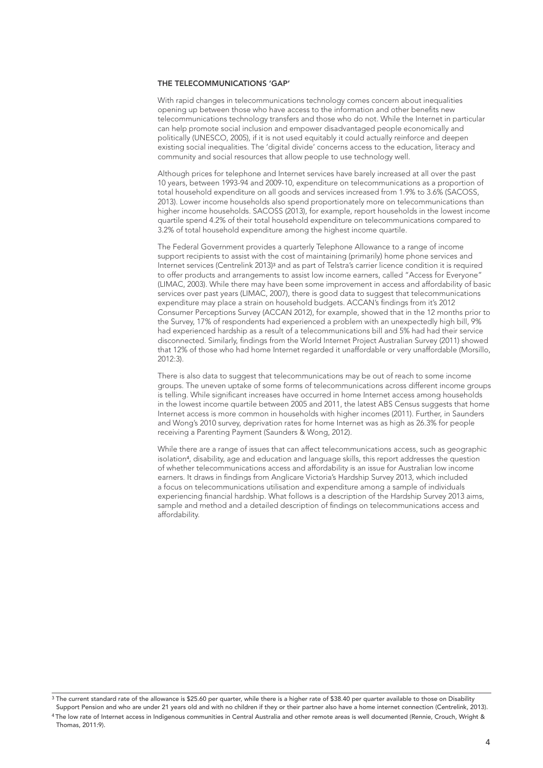## THE TELECOMMUNICATIONS 'GAP'

With rapid changes in telecommunications technology comes concern about inequalities opening up between those who have access to the information and other benefits new telecommunications technology transfers and those who do not. While the Internet in particular can help promote social inclusion and empower disadvantaged people economically and politically (UNESCO, 2005), if it is not used equitably it could actually reinforce and deepen existing social inequalities. The 'digital divide' concerns access to the education, literacy and community and social resources that allow people to use technology well.

Although prices for telephone and Internet services have barely increased at all over the past 10 years, between 1993-94 and 2009-10, expenditure on telecommunications as a proportion of total household expenditure on all goods and services increased from 1.9% to 3.6% (SACOSS, 2013). Lower income households also spend proportionately more on telecommunications than higher income households. SACOSS (2013), for example, report households in the lowest income quartile spend 4.2% of their total household expenditure on telecommunications compared to 3.2% of total household expenditure among the highest income quartile.

The Federal Government provides a quarterly Telephone Allowance to a range of income support recipients to assist with the cost of maintaining (primarily) home phone services and Internet services (Centrelink 2013)[3] and as part of Telstra's carrier licence condition it is required to offer products and arrangements to assist low income earners, called "Access for Everyone" (LIMAC, 2003). While there may have been some improvement in access and affordability of basic services over past years (LIMAC, 2007), there is good data to suggest that telecommunications expenditure may place a strain on household budgets. ACCAN's findings from it's 2012 Consumer Perceptions Survey (ACCAN 2012), for example, showed that in the 12 months prior to the Survey, 17% of respondents had experienced a problem with an unexpectedly high bill, 9% had experienced hardship as a result of a telecommunications bill and 5% had had their service disconnected. Similarly, findings from the World Internet Project Australian Survey (2011) showed that 12% of those who had home Internet regarded it unaffordable or very unaffordable (Morsillo, 2012:3).

There is also data to suggest that telecommunications may be out of reach to some income groups. The uneven uptake of some forms of telecommunications across different income groups is telling. While significant increases have occurred in home Internet access among households in the lowest income quartile between 2005 and 2011, the latest ABS Census suggests that home Internet access is more common in households with higher incomes (2011). Further, in Saunders and Wong's 2010 survey, deprivation rates for home Internet was as high as 26.3% for people receiving a Parenting Payment (Saunders & Wong, 2012).

While there are a range of issues that can affect telecommunications access, such as geographic isolation[4], disability, age and education and language skills, this report addresses the question of whether telecommunications access and affordability is an issue for Australian low income earners. It draws in findings from Anglicare Victoria's Hardship Survey 2013, which included a focus on telecommunications utilisation and expenditure among a sample of individuals experiencing financial hardship. What follows is a description of the Hardship Survey 2013 aims, sample and method and a detailed description of findings on telecommunications access and affordability.

---

[3] The current standard rate of the allowance is $25.60 per quarter, while there is a higher rate of $38.40 per quarter available to those on Disability Support Pension and who are under 21 years old and with no children if they or their partner also have a home internet connection (Centrelink, 2013).

[4] The low rate of Internet access in Indigenous communities in Central Australia and other remote areas is well documented (Rennie, Crouch, Wright & Thomas, 2011:9).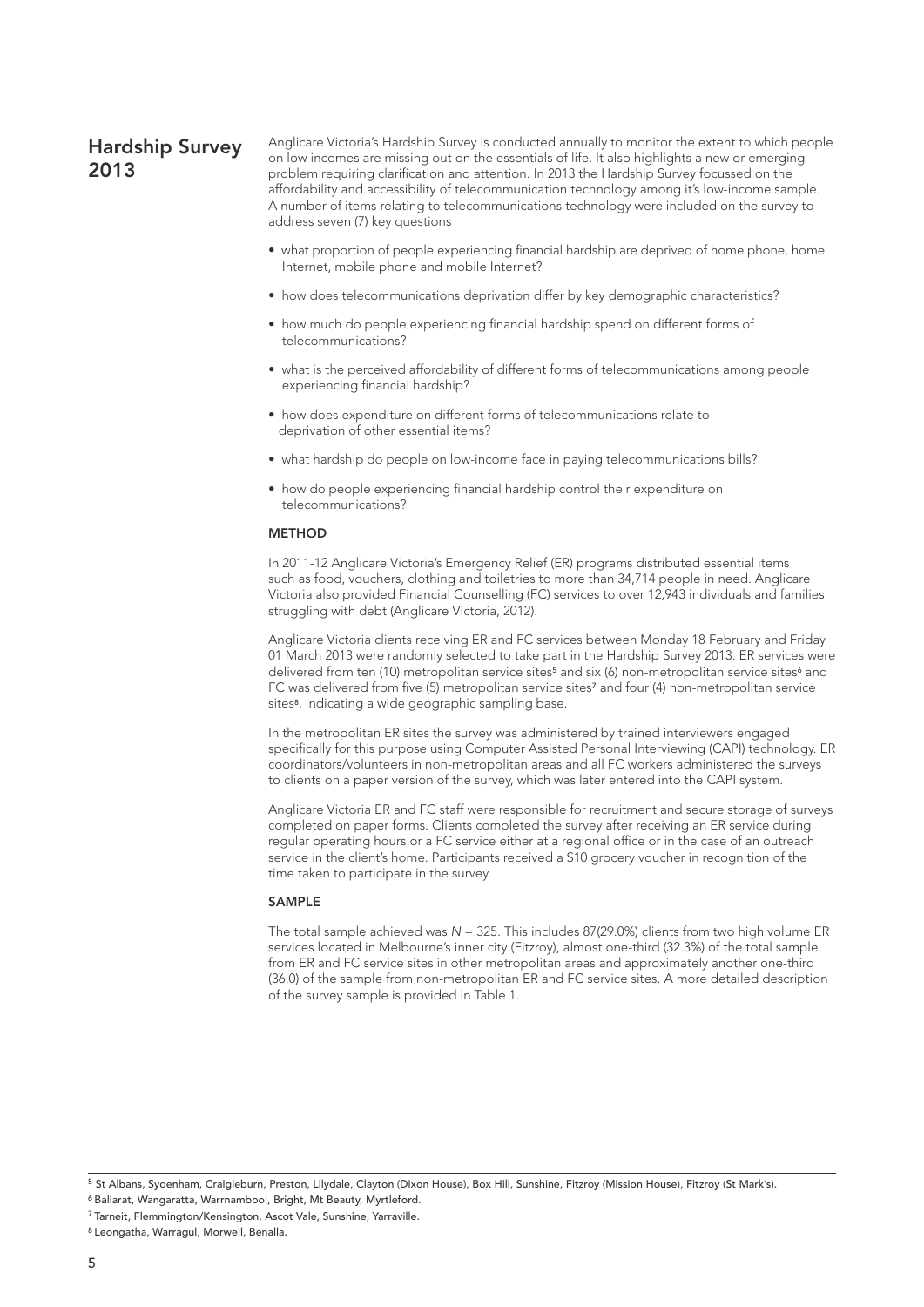## Hardship Survey 2013

Anglicare Victoria's Hardship Survey is conducted annually to monitor the extent to which people on low incomes are missing out on the essentials of life. It also highlights a new or emerging problem requiring clarification and attention. In 2013 the Hardship Survey focussed on the affordability and accessibility of telecommunication technology among it's low-income sample. A number of items relating to telecommunications technology were included on the survey to address seven (7) key questions

- what proportion of people experiencing financial hardship are deprived of home phone, home Internet, mobile phone and mobile Internet?
- how does telecommunications deprivation differ by key demographic characteristics?
- how much do people experiencing financial hardship spend on different forms of telecommunications?
- what is the perceived affordability of different forms of telecommunications among people experiencing financial hardship?
- how does expenditure on different forms of telecommunications relate to deprivation of other essential items?
- what hardship do people on low-income face in paying telecommunications bills?
- how do people experiencing financial hardship control their expenditure on telecommunications?

### METHOD

In 2011-12 Anglicare Victoria's Emergency Relief (ER) programs distributed essential items such as food, vouchers, clothing and toiletries to more than 34,714 people in need. Anglicare Victoria also provided Financial Counselling (FC) services to over 12,943 individuals and families struggling with debt (Anglicare Victoria, 2012).

Anglicare Victoria clients receiving ER and FC services between Monday 18 February and Friday 01 March 2013 were randomly selected to take part in the Hardship Survey 2013. ER services were delivered from ten (10) metropolitan service sites[5] and six (6) non-metropolitan service sites[6] and FC was delivered from five (5) metropolitan service sites[7] and four (4) non-metropolitan service sites[8], indicating a wide geographic sampling base.

In the metropolitan ER sites the survey was administered by trained interviewers engaged specifically for this purpose using Computer Assisted Personal Interviewing (CAPI) technology. ER coordinators/volunteers in non-metropolitan areas and all FC workers administered the surveys to clients on a paper version of the survey, which was later entered into the CAPI system.

Anglicare Victoria ER and FC staff were responsible for recruitment and secure storage of surveys completed on paper forms. Clients completed the survey after receiving an ER service during regular operating hours or a FC service either at a regional office or in the case of an outreach service in the client's home. Participants received a $10 grocery voucher in recognition of the time taken to participate in the survey.

### SAMPLE

The total sample achieved was *N* = 325. This includes 87(29.0%) clients from two high volume ER services located in Melbourne's inner city (Fitzroy), almost one-third (32.3%) of the total sample from ER and FC service sites in other metropolitan areas and approximately another one-third (36.0) of the sample from non-metropolitan ER and FC service sites. A more detailed description of the survey sample is provided in Table 1.

---

[5] St Albans, Sydenham, Craigieburn, Preston, Lilydale, Clayton (Dixon House), Box Hill, Sunshine, Fitzroy (Mission House), Fitzroy (St Mark's).

[6] Ballarat, Wangaratta, Warrnambool, Bright, Mt Beauty, Myrtleford.

[7] Tarneit, Flemmington/Kensington, Ascot Vale, Sunshine, Yarraville.

[8] Leongatha, Warragul, Morwell, Benalla.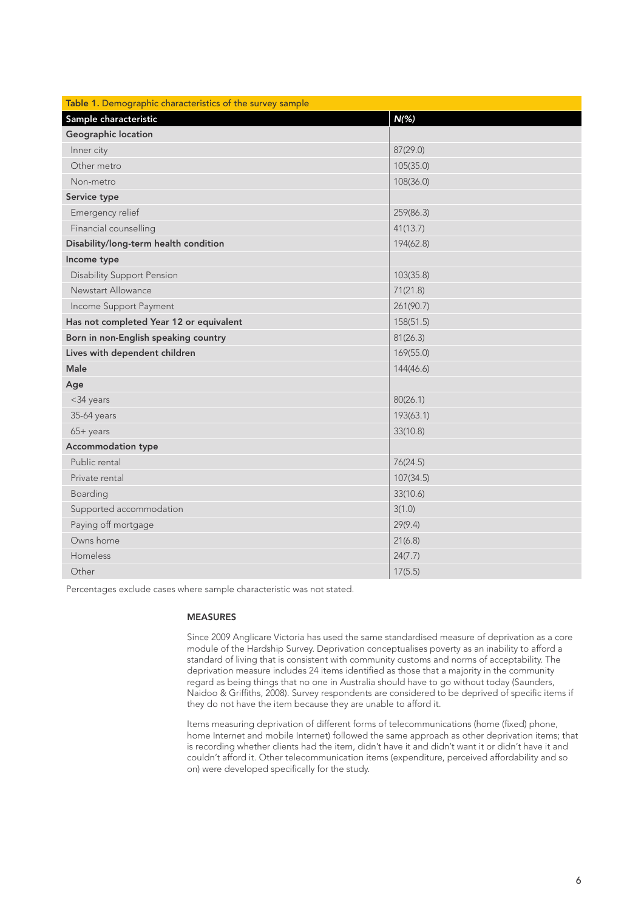Table 1. Demographic characteristics of the survey sample

| Sample characteristic | *N(%)* |
|---|---|
| **Geographic location** | |
| Inner city | 87(29.0) |
| Other metro | 105(35.0) |
| Non-metro | 108(36.0) |
| **Service type** | |
| Emergency relief | 259(86.3) |
| Financial counselling | 41(13.7) |
| **Disability/long-term health condition** | 194(62.8) |
| **Income type** | |
| Disability Support Pension | 103(35.8) |
| Newstart Allowance | 71(21.8) |
| Income Support Payment | 261(90.7) |
| **Has not completed Year 12 or equivalent** | 158(51.5) |
| **Born in non-English speaking country** | 81(26.3) |
| **Lives with dependent children** | 169(55.0) |
| **Male** | 144(46.6) |
| **Age** | |
| <34 years | 80(26.1) |
| 35-64 years | 193(63.1) |
| 65+ years | 33(10.8) |
| **Accommodation type** | |
| Public rental | 76(24.5) |
| Private rental | 107(34.5) |
| Boarding | 33(10.6) |
| Supported accommodation | 3(1.0) |
| Paying off mortgage | 29(9.4) |
| Owns home | 21(6.8) |
| Homeless | 24(7.7) |
| Other | 17(5.5) |

Percentages exclude cases where sample characteristic was not stated.

## MEASURES

Since 2009 Anglicare Victoria has used the same standardised measure of deprivation as a core module of the Hardship Survey. Deprivation conceptualises poverty as an inability to afford a standard of living that is consistent with community customs and norms of acceptability. The deprivation measure includes 24 items identified as those that a majority in the community regard as being things that no one in Australia should have to go without today (Saunders, Naidoo & Griffiths, 2008). Survey respondents are considered to be deprived of specific items if they do not have the item because they are unable to afford it.

Items measuring deprivation of different forms of telecommunications (home (fixed) phone, home Internet and mobile Internet) followed the same approach as other deprivation items; that is recording whether clients had the item, didn't have it and didn't want it or didn't have it and couldn't afford it. Other telecommunication items (expenditure, perceived affordability and so on) were developed specifically for the study.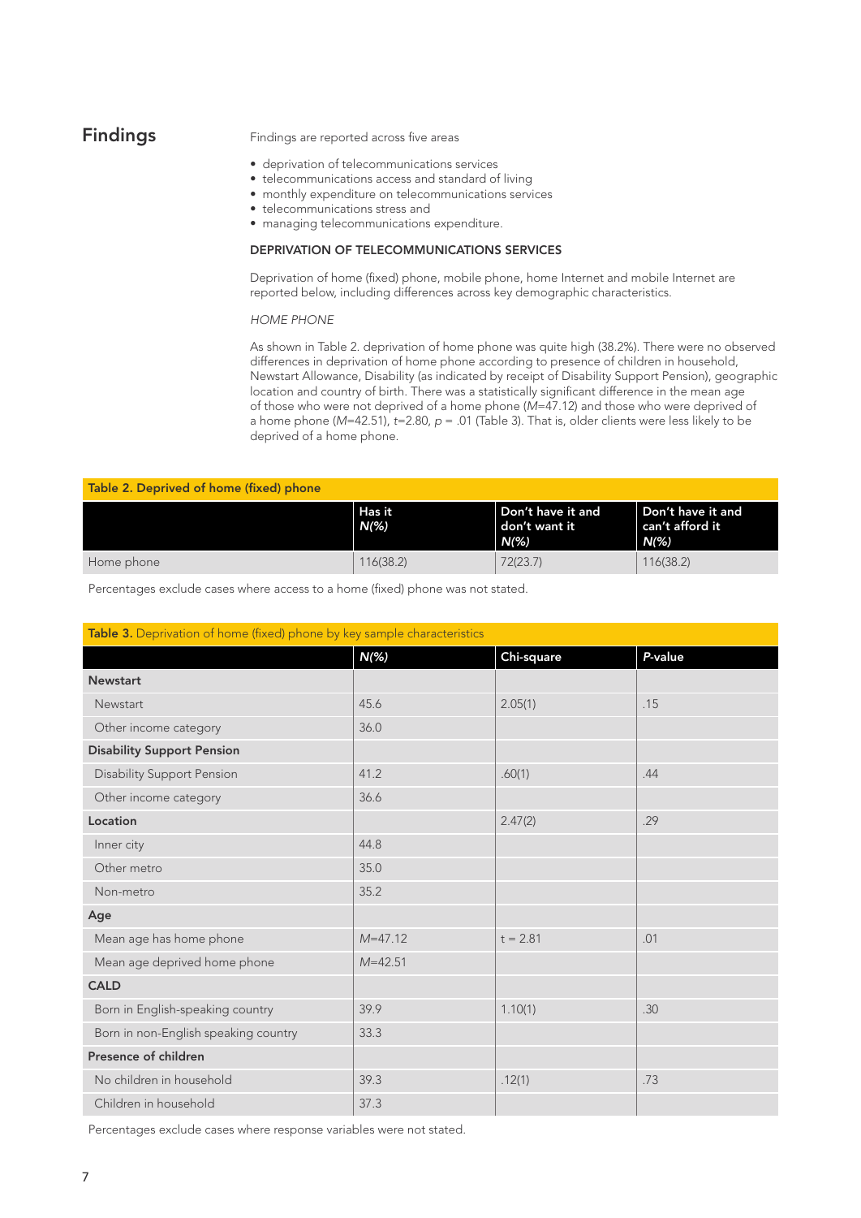## Findings

Findings are reported across five areas

- deprivation of telecommunications services
- telecommunications access and standard of living
- monthly expenditure on telecommunications services
- telecommunications stress and
- managing telecommunications expenditure.

### DEPRIVATION OF TELECOMMUNICATIONS SERVICES

Deprivation of home (fixed) phone, mobile phone, home Internet and mobile Internet are reported below, including differences across key demographic characteristics.

*HOME PHONE*

As shown in Table 2. deprivation of home phone was quite high (38.2%). There were no observed differences in deprivation of home phone according to presence of children in household, Newstart Allowance, Disability (as indicated by receipt of Disability Support Pension), geographic location and country of birth. There was a statistically significant difference in the mean age of those who were not deprived of a home phone ($M$=47.12) and those who were deprived of a home phone ($M$=42.51), $t$=2.80, $p$ = .01 (Table 3). That is, older clients were less likely to be deprived of a home phone.

**Table 2. Deprived of home (fixed) phone**

| | Has it *N(%)* | Don't have it and don't want it *N(%)* | Don't have it and can't afford it *N(%)* |
|---|---|---|---|
| Home phone | 116(38.2) | 72(23.7) | 116(38.2) |

Percentages exclude cases where access to a home (fixed) phone was not stated.

**Table 3.** Deprivation of home (fixed) phone by key sample characteristics

| | *N(%)* | Chi-square | *P*-value |
|---|---|---|---|
| **Newstart** | | | |
| Newstart | 45.6 | 2.05(1) | .15 |
| Other income category | 36.0 | | |
| **Disability Support Pension** | | | |
| Disability Support Pension | 41.2 | .60(1) | .44 |
| Other income category | 36.6 | | |
| **Location** | | 2.47(2) | .29 |
| Inner city | 44.8 | | |
| Other metro | 35.0 | | |
| Non-metro | 35.2 | | |
| **Age** | | | |
| Mean age has home phone | $M$=47.12 | t = 2.81 | .01 |
| Mean age deprived home phone | $M$=42.51 | | |
| **CALD** | | | |
| Born in English-speaking country | 39.9 | 1.10(1) | .30 |
| Born in non-English speaking country | 33.3 | | |
| **Presence of children** | | | |
| No children in household | 39.3 | .12(1) | .73 |
| Children in household | 37.3 | | |

Percentages exclude cases where response variables were not stated.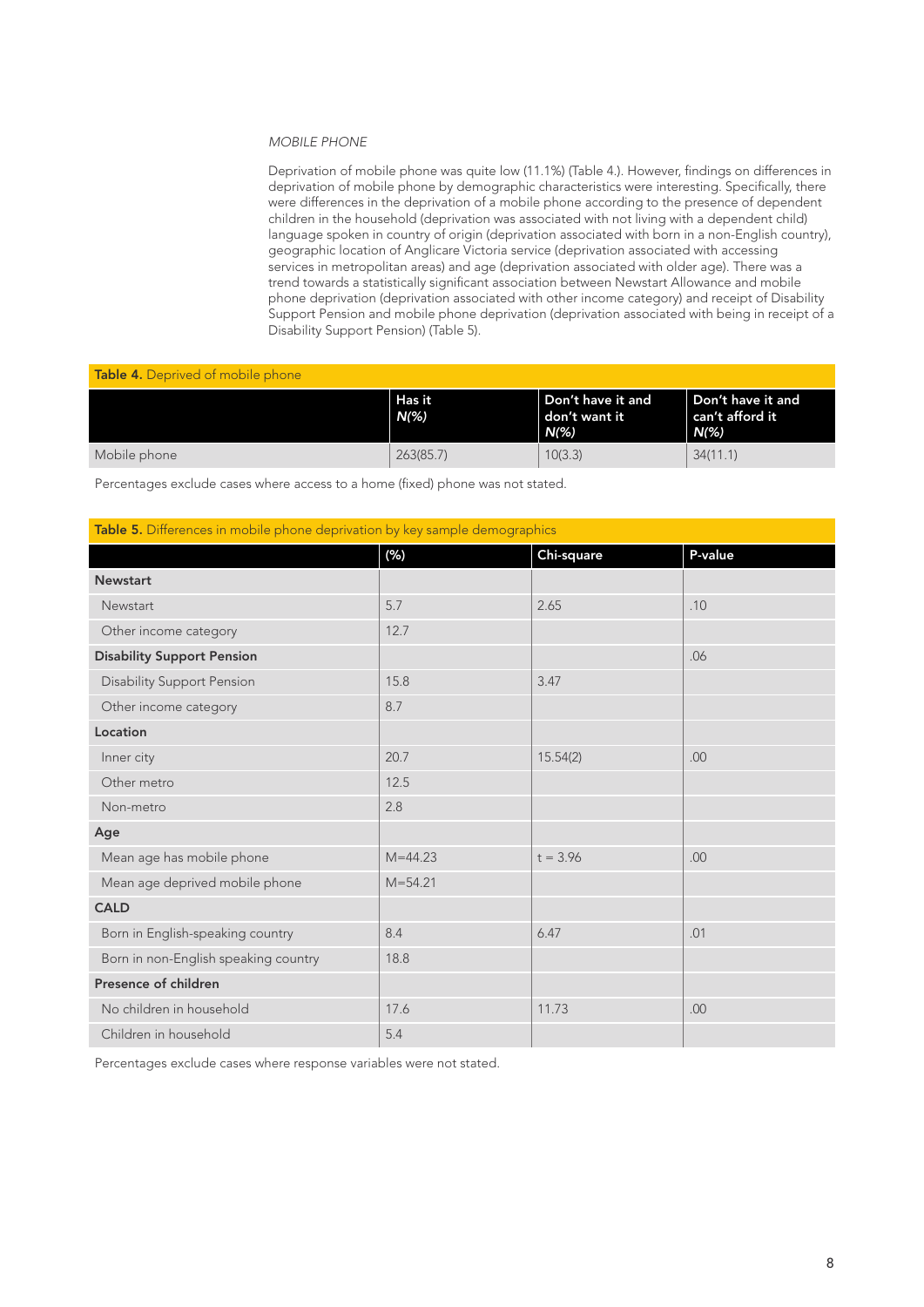*MOBILE PHONE*

Deprivation of mobile phone was quite low (11.1%) (Table 4.). However, findings on differences in deprivation of mobile phone by demographic characteristics were interesting. Specifically, there were differences in the deprivation of a mobile phone according to the presence of dependent children in the household (deprivation was associated with not living with a dependent child) language spoken in country of origin (deprivation associated with born in a non-English country), geographic location of Anglicare Victoria service (deprivation associated with accessing services in metropolitan areas) and age (deprivation associated with older age). There was a trend towards a statistically significant association between Newstart Allowance and mobile phone deprivation (deprivation associated with other income category) and receipt of Disability Support Pension and mobile phone deprivation (deprivation associated with being in receipt of a Disability Support Pension) (Table 5).

**Table 4.** Deprived of mobile phone

| | Has it *N(%)* | Don't have it and don't want it *N(%)* | Don't have it and can't afford it *N(%)* |
|---|---|---|---|
| Mobile phone | 263(85.7) | 10(3.3) | 34(11.1) |

Percentages exclude cases where access to a home (fixed) phone was not stated.

**Table 5.** Differences in mobile phone deprivation by key sample demographics

| | (%) | Chi-square | P-value |
|---|---|---|---|
| **Newstart** | | | |
| Newstart | 5.7 | 2.65 | .10 |
| Other income category | 12.7 | | |
| **Disability Support Pension** | | | .06 |
| Disability Support Pension | 15.8 | 3.47 | |
| Other income category | 8.7 | | |
| **Location** | | | |
| Inner city | 20.7 | 15.54(2) | .00 |
| Other metro | 12.5 | | |
| Non-metro | 2.8 | | |
| **Age** | | | |
| Mean age has mobile phone | M=44.23 | t = 3.96 | .00 |
| Mean age deprived mobile phone | M=54.21 | | |
| **CALD** | | | |
| Born in English-speaking country | 8.4 | 6.47 | .01 |
| Born in non-English speaking country | 18.8 | | |
| **Presence of children** | | | |
| No children in household | 17.6 | 11.73 | .00 |
| Children in household | 5.4 | | |

Percentages exclude cases where response variables were not stated.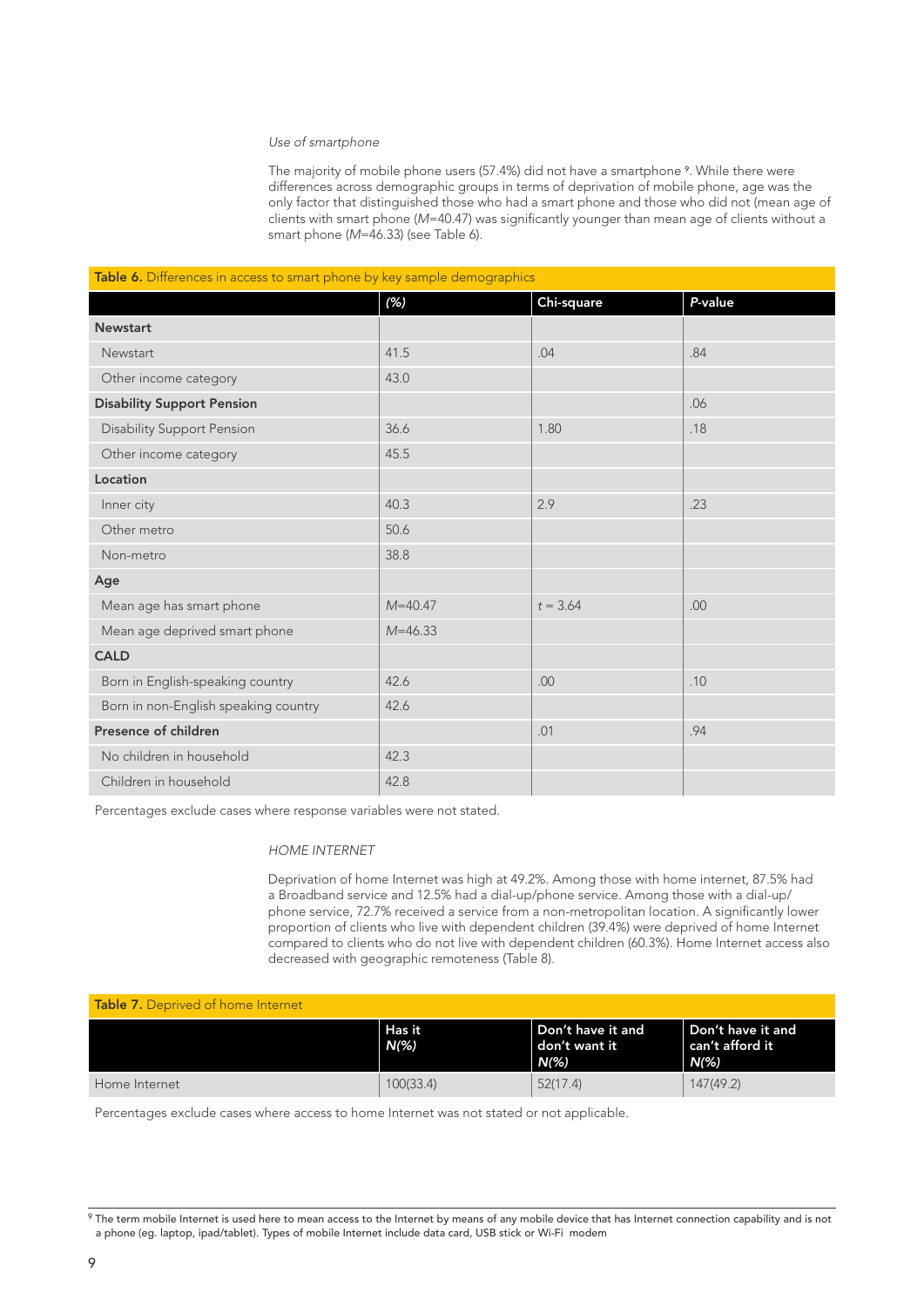*Use of smartphone*

The majority of mobile phone users (57.4%) did not have a smartphone [9]. While there were differences across demographic groups in terms of deprivation of mobile phone, age was the only factor that distinguished those who had a smart phone and those who did not (mean age of clients with smart phone (*M*=40.47) was significantly younger than mean age of clients without a smart phone (*M*=46.33) (see Table 6).

**Table 6.** Differences in access to smart phone by key sample demographics

| | *(%)* | Chi-square | *P*-value |
|---|---|---|---|
| **Newstart** | | | |
| Newstart | 41.5 | .04 | .84 |
| Other income category | 43.0 | | |
| **Disability Support Pension** | | | .06 |
| Disability Support Pension | 36.6 | 1.80 | .18 |
| Other income category | 45.5 | | |
| **Location** | | | |
| Inner city | 40.3 | 2.9 | .23 |
| Other metro | 50.6 | | |
| Non-metro | 38.8 | | |
| **Age** | | | |
| Mean age has smart phone | *M*=40.47 | $t$ = 3.64 | .00 |
| Mean age deprived smart phone | *M*=46.33 | | |
| **CALD** | | | |
| Born in English-speaking country | 42.6 | .00 | .10 |
| Born in non-English speaking country | 42.6 | | |
| **Presence of children** | | .01 | .94 |
| No children in household | 42.3 | | |
| Children in household | 42.8 | | |

Percentages exclude cases where response variables were not stated.

*HOME INTERNET*

Deprivation of home Internet was high at 49.2%. Among those with home internet, 87.5% had a Broadband service and 12.5% had a dial-up/phone service. Among those with a dial-up/phone service, 72.7% received a service from a non-metropolitan location. A significantly lower proportion of clients who live with dependent children (39.4%) were deprived of home Internet compared to clients who do not live with dependent children (60.3%). Home Internet access also decreased with geographic remoteness (Table 8).

**Table 7.** Deprived of home Internet

| | Has it *N(%)* | Don't have it and don't want it *N(%)* | Don't have it and can't afford it *N(%)* |
|---|---|---|---|
| Home Internet | 100(33.4) | 52(17.4) | 147(49.2) |

Percentages exclude cases where access to home Internet was not stated or not applicable.

[9] The term mobile Internet is used here to mean access to the Internet by means of any mobile device that has Internet connection capability and is not a phone (eg. laptop, ipad/tablet). Types of mobile Internet include data card, USB stick or Wi-Fi modem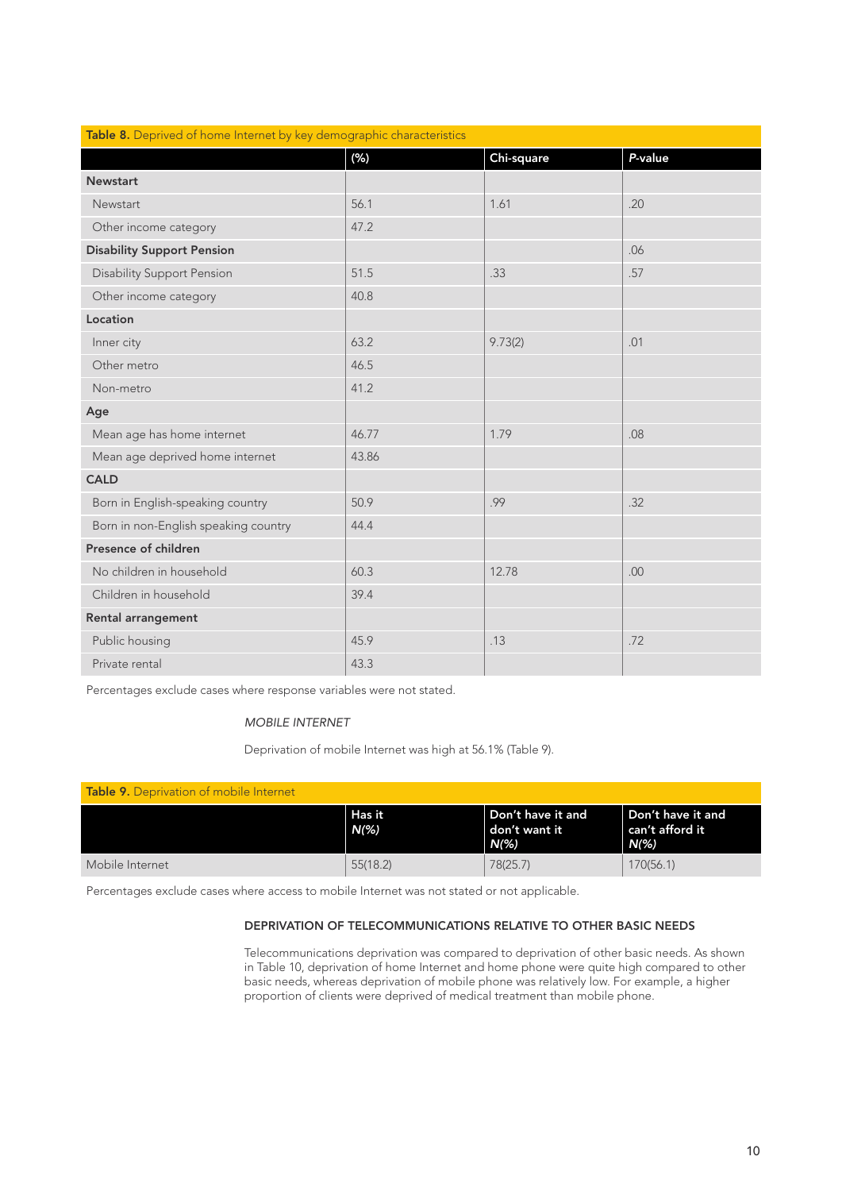**Table 8.** Deprived of home Internet by key demographic characteristics

| | (%) | Chi-square | *P*-value |
|---|---|---|---|
| **Newstart** | | | |
| Newstart | 56.1 | 1.61 | .20 |
| Other income category | 47.2 | | |
| **Disability Support Pension** | | | .06 |
| Disability Support Pension | 51.5 | .33 | .57 |
| Other income category | 40.8 | | |
| **Location** | | | |
| Inner city | 63.2 | 9.73(2) | .01 |
| Other metro | 46.5 | | |
| Non-metro | 41.2 | | |
| **Age** | | | |
| Mean age has home internet | 46.77 | 1.79 | .08 |
| Mean age deprived home internet | 43.86 | | |
| **CALD** | | | |
| Born in English-speaking country | 50.9 | .99 | .32 |
| Born in non-English speaking country | 44.4 | | |
| **Presence of children** | | | |
| No children in household | 60.3 | 12.78 | .00 |
| Children in household | 39.4 | | |
| **Rental arrangement** | | | |
| Public housing | 45.9 | .13 | .72 |
| Private rental | 43.3 | | |

Percentages exclude cases where response variables were not stated.

*MOBILE INTERNET*

Deprivation of mobile Internet was high at 56.1% (Table 9).

**Table 9.** Deprivation of mobile Internet

| | Has it *N(%)* | Don't have it and don't want it *N(%)* | Don't have it and can't afford it *N(%)* |
|---|---|---|---|
| Mobile Internet | 55(18.2) | 78(25.7) | 170(56.1) |

Percentages exclude cases where access to mobile Internet was not stated or not applicable.

### DEPRIVATION OF TELECOMMUNICATIONS RELATIVE TO OTHER BASIC NEEDS

Telecommunications deprivation was compared to deprivation of other basic needs. As shown in Table 10, deprivation of home Internet and home phone were quite high compared to other basic needs, whereas deprivation of mobile phone was relatively low. For example, a higher proportion of clients were deprived of medical treatment than mobile phone.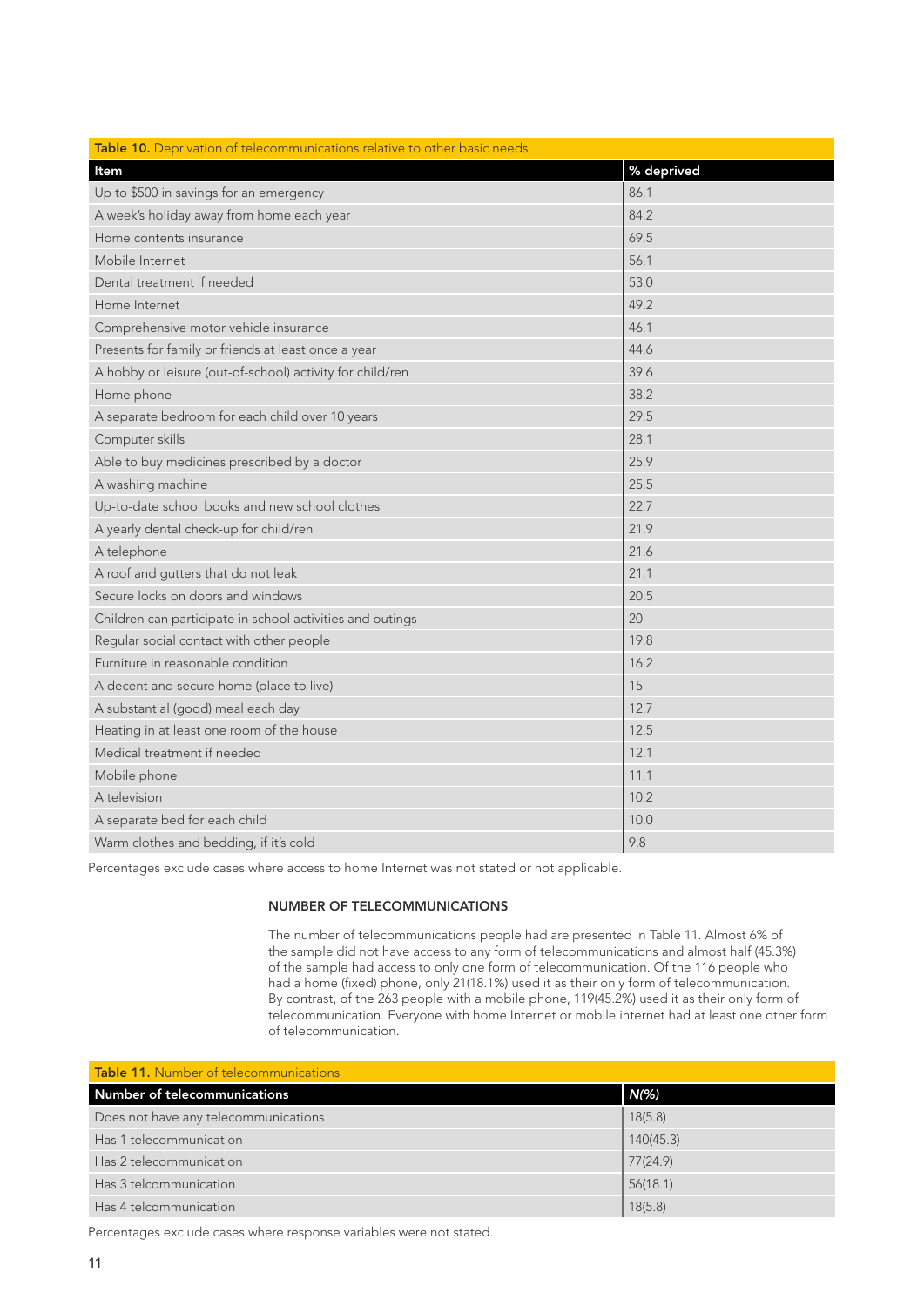**Table 10.** Deprivation of telecommunications relative to other basic needs

| Item | % deprived |
| --- | --- |
| Up to $500 in savings for an emergency | 86.1 |
| A week's holiday away from home each year | 84.2 |
| Home contents insurance | 69.5 |
| Mobile Internet | 56.1 |
| Dental treatment if needed | 53.0 |
| Home Internet | 49.2 |
| Comprehensive motor vehicle insurance | 46.1 |
| Presents for family or friends at least once a year | 44.6 |
| A hobby or leisure (out-of-school) activity for child/ren | 39.6 |
| Home phone | 38.2 |
| A separate bedroom for each child over 10 years | 29.5 |
| Computer skills | 28.1 |
| Able to buy medicines prescribed by a doctor | 25.9 |
| A washing machine | 25.5 |
| Up-to-date school books and new school clothes | 22.7 |
| A yearly dental check-up for child/ren | 21.9 |
| A telephone | 21.6 |
| A roof and gutters that do not leak | 21.1 |
| Secure locks on doors and windows | 20.5 |
| Children can participate in school activities and outings | 20 |
| Regular social contact with other people | 19.8 |
| Furniture in reasonable condition | 16.2 |
| A decent and secure home (place to live) | 15 |
| A substantial (good) meal each day | 12.7 |
| Heating in at least one room of the house | 12.5 |
| Medical treatment if needed | 12.1 |
| Mobile phone | 11.1 |
| A television | 10.2 |
| A separate bed for each child | 10.0 |
| Warm clothes and bedding, if it's cold | 9.8 |

Percentages exclude cases where access to home Internet was not stated or not applicable.

### NUMBER OF TELECOMMUNICATIONS

The number of telecommunications people had are presented in Table 11. Almost 6% of the sample did not have access to any form of telecommunications and almost half (45.3%) of the sample had access to only one form of telecommunication. Of the 116 people who had a home (fixed) phone, only 21(18.1%) used it as their only form of telecommunication. By contrast, of the 263 people with a mobile phone, 119(45.2%) used it as their only form of telecommunication. Everyone with home Internet or mobile internet had at least one other form of telecommunication.

**Table 11.** Number of telecommunications

| Number of telecommunications | *N(%)* |
| --- | --- |
| Does not have any telecommunications | 18(5.8) |
| Has 1 telecommunication | 140(45.3) |
| Has 2 telecommunication | 77(24.9) |
| Has 3 telcommunication | 56(18.1) |
| Has 4 telcommunication | 18(5.8) |

Percentages exclude cases where response variables were not stated.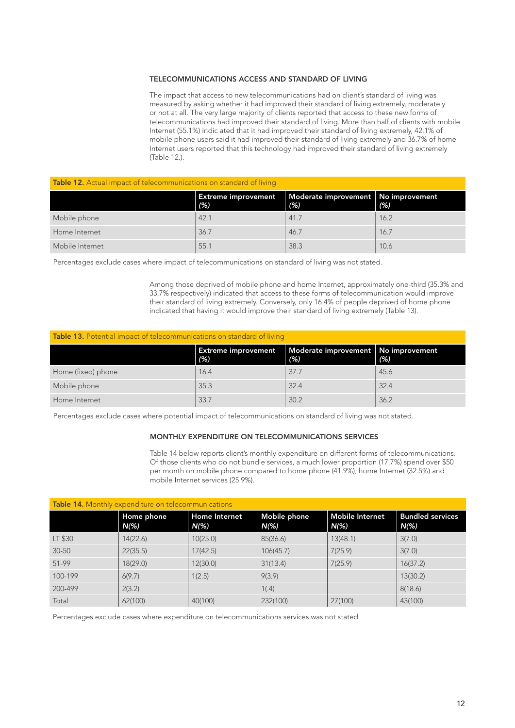## TELECOMMUNICATIONS ACCESS AND STANDARD OF LIVING

The impact that access to new telecommunications had on client's standard of living was measured by asking whether it had improved their standard of living extremely, moderately or not at all. The very large majority of clients reported that access to these new forms of telecommunications had improved their standard of living. More than half of clients with mobile Internet (55.1%) indic ated that it had improved their standard of living extremely, 42.1% of mobile phone users said it had improved their standard of living extremely and 36.7% of home Internet users reported that this technology had improved their standard of living extremely (Table 12.).

**Table 12.** Actual impact of telecommunications on standard of living

| | Extreme improvement (%) | Moderate improvement (%) | No improvement (%) |
|---|---|---|---|
| Mobile phone | 42.1 | 41.7 | 16.2 |
| Home Internet | 36.7 | 46.7 | 16.7 |
| Mobile Internet | 55.1 | 38.3 | 10.6 |

Percentages exclude cases where impact of telecommunications on standard of living was not stated.

Among those deprived of mobile phone and home Internet, approximately one-third (35.3% and 33.7% respectively) indicated that access to these forms of telecommunication would improve their standard of living extremely. Conversely, only 16.4% of people deprived of home phone indicated that having it would improve their standard of living extremely (Table 13).

**Table 13.** Potential impact of telecommunications on standard of living

| | Extreme improvement (%) | Moderate improvement (%) | No improvement (%) |
|---|---|---|---|
| Home (fixed) phone | 16.4 | 37.7 | 45.6 |
| Mobile phone | 35.3 | 32.4 | 32.4 |
| Home Internet | 33.7 | 30.2 | 36.2 |

Percentages exclude cases where potential impact of telecommunications on standard of living was not stated.

## MONTHLY EXPENDITURE ON TELECOMMUNICATIONS SERVICES

Table 14 below reports client's monthly expenditure on different forms of telecommunications. Of those clients who do not bundle services, a much lower proportion (17.7%) spend over $50 per month on mobile phone compared to home phone (41.9%), home Internet (32.5%) and mobile Internet services (25.9%).

**Table 14.** Monthly expenditure on telecommunications

| | Home phone *N(%)* | Home Internet *N(%)* | Mobile phone *N(%)* | Mobile Internet *N(%)* | Bundled services *N(%)* |
|---|---|---|---|---|---|
| LT $30 | 14(22.6) | 10(25.0) | 85(36.6) | 13(48.1) | 3(7.0) |
| 30-50 | 22(35.5) | 17(42.5) | 106(45.7) | 7(25.9) | 3(7.0) |
| 51-99 | 18(29.0) | 12(30.0) | 31(13.4) | 7(25.9) | 16(37.2) |
| 100-199 | 6(9.7) | 1(2.5) | 9(3.9) | | 13(30.2) |
| 200-499 | 2(3.2) | | 1(.4) | | 8(18.6) |
| Total | 62(100) | 40(100) | 232(100) | 27(100) | 43(100) |

Percentages exclude cases where expenditure on telecommunications services was not stated.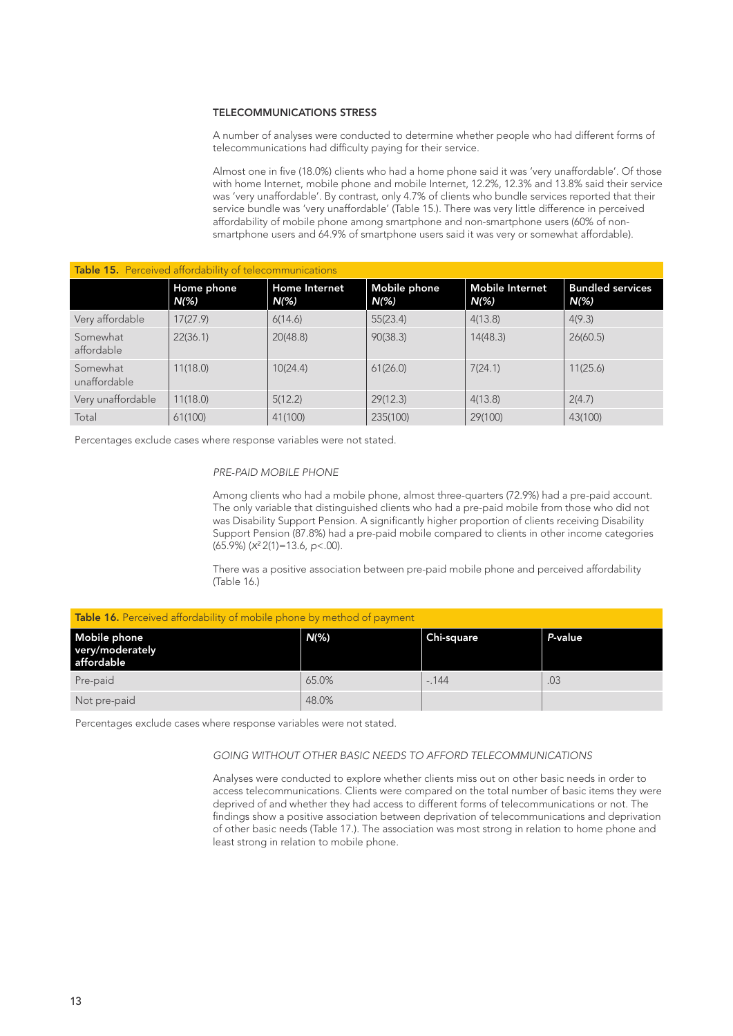## TELECOMMUNICATIONS STRESS

A number of analyses were conducted to determine whether people who had different forms of telecommunications had difficulty paying for their service.

Almost one in five (18.0%) clients who had a home phone said it was 'very unaffordable'. Of those with home Internet, mobile phone and mobile Internet, 12.2%, 12.3% and 13.8% said their service was 'very unaffordable'. By contrast, only 4.7% of clients who bundle services reported that their service bundle was 'very unaffordable' (Table 15.). There was very little difference in perceived affordability of mobile phone among smartphone and non-smartphone users (60% of non-smartphone users and 64.9% of smartphone users said it was very or somewhat affordable).

**Table 15.** Perceived affordability of telecommunications

| | Home phone *N(%)* | Home Internet *N(%)* | Mobile phone *N(%)* | Mobile Internet *N(%)* | Bundled services *N(%)* |
|---|---|---|---|---|---|
| Very affordable | 17(27.9) | 6(14.6) | 55(23.4) | 4(13.8) | 4(9.3) |
| Somewhat affordable | 22(36.1) | 20(48.8) | 90(38.3) | 14(48.3) | 26(60.5) |
| Somewhat unaffordable | 11(18.0) | 10(24.4) | 61(26.0) | 7(24.1) | 11(25.6) |
| Very unaffordable | 11(18.0) | 5(12.2) | 29(12.3) | 4(13.8) | 2(4.7) |
| Total | 61(100) | 41(100) | 235(100) | 29(100) | 43(100) |

Percentages exclude cases where response variables were not stated.

### *PRE-PAID MOBILE PHONE*

Among clients who had a mobile phone, almost three-quarters (72.9%) had a pre-paid account. The only variable that distinguished clients who had a pre-paid mobile from those who did not was Disability Support Pension. A significantly higher proportion of clients receiving Disability Support Pension (87.8%) had a pre-paid mobile compared to clients in other income categories (65.9%) ($X^2$ 2(1)=13.6, $p$<.00).

There was a positive association between pre-paid mobile phone and perceived affordability (Table 16.)

**Table 16.** Perceived affordability of mobile phone by method of payment

| Mobile phone very/moderately affordable | *N(%)* | Chi-square | *P*-value |
|---|---|---|---|
| Pre-paid | 65.0% | -.144 | .03 |
| Not pre-paid | 48.0% | | |

Percentages exclude cases where response variables were not stated.

### *GOING WITHOUT OTHER BASIC NEEDS TO AFFORD TELECOMMUNICATIONS*

Analyses were conducted to explore whether clients miss out on other basic needs in order to access telecommunications. Clients were compared on the total number of basic items they were deprived of and whether they had access to different forms of telecommunications or not. The findings show a positive association between deprivation of telecommunications and deprivation of other basic needs (Table 17.). The association was most strong in relation to home phone and least strong in relation to mobile phone.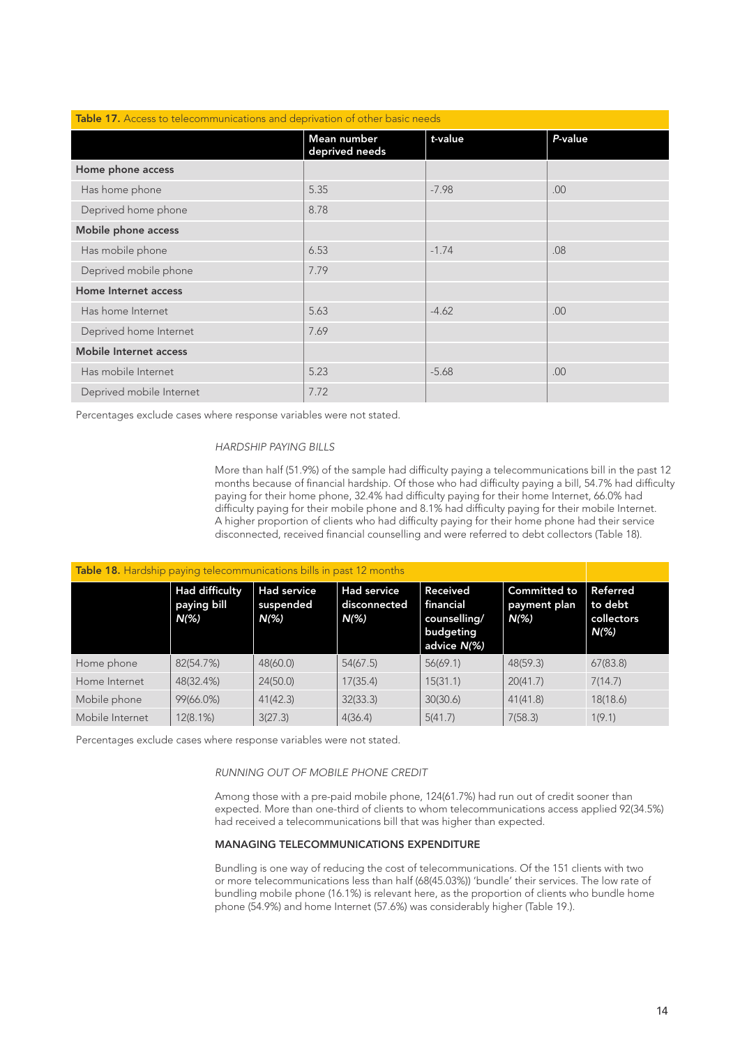**Table 17.** Access to telecommunications and deprivation of other basic needs

| | Mean number deprived needs | *t*-value | *P*-value |
|---|---|---|---|
| **Home phone access** | | | |
| Has home phone | 5.35 | -7.98 | .00 |
| Deprived home phone | 8.78 | | |
| **Mobile phone access** | | | |
| Has mobile phone | 6.53 | -1.74 | .08 |
| Deprived mobile phone | 7.79 | | |
| **Home Internet access** | | | |
| Has home Internet | 5.63 | -4.62 | .00 |
| Deprived home Internet | 7.69 | | |
| **Mobile Internet access** | | | |
| Has mobile Internet | 5.23 | -5.68 | .00 |
| Deprived mobile Internet | 7.72 | | |

Percentages exclude cases where response variables were not stated.

*HARDSHIP PAYING BILLS*

More than half (51.9%) of the sample had difficulty paying a telecommunications bill in the past 12 months because of financial hardship. Of those who had difficulty paying a bill, 54.7% had difficulty paying for their home phone, 32.4% had difficulty paying for their home Internet, 66.0% had difficulty paying for their mobile phone and 8.1% had difficulty paying for their mobile Internet. A higher proportion of clients who had difficulty paying for their home phone had their service disconnected, received financial counselling and were referred to debt collectors (Table 18).

**Table 18.** Hardship paying telecommunications bills in past 12 months

| | Had difficulty paying bill *N(%)* | Had service suspended *N(%)* | Had service disconnected *N(%)* | Received financial counselling/ budgeting advice *N(%)* | Committed to payment plan *N(%)* | Referred to debt collectors *N(%)* |
|---|---|---|---|---|---|---|
| Home phone | 82(54.7%) | 48(60.0) | 54(67.5) | 56(69.1) | 48(59.3) | 67(83.8) |
| Home Internet | 48(32.4%) | 24(50.0) | 17(35.4) | 15(31.1) | 20(41.7) | 7(14.7) |
| Mobile phone | 99(66.0%) | 41(42.3) | 32(33.3) | 30(30.6) | 41(41.8) | 18(18.6) |
| Mobile Internet | 12(8.1%) | 3(27.3) | 4(36.4) | 5(41.7) | 7(58.3) | 1(9.1) |

Percentages exclude cases where response variables were not stated.

*RUNNING OUT OF MOBILE PHONE CREDIT*

Among those with a pre-paid mobile phone, 124(61.7%) had run out of credit sooner than expected. More than one-third of clients to whom telecommunications access applied 92(34.5%) had received a telecommunications bill that was higher than expected.

**MANAGING TELECOMMUNICATIONS EXPENDITURE**

Bundling is one way of reducing the cost of telecommunications. Of the 151 clients with two or more telecommunications less than half (68(45.03%)) 'bundle' their services. The low rate of bundling mobile phone (16.1%) is relevant here, as the proportion of clients who bundle home phone (54.9%) and home Internet (57.6%) was considerably higher (Table 19.).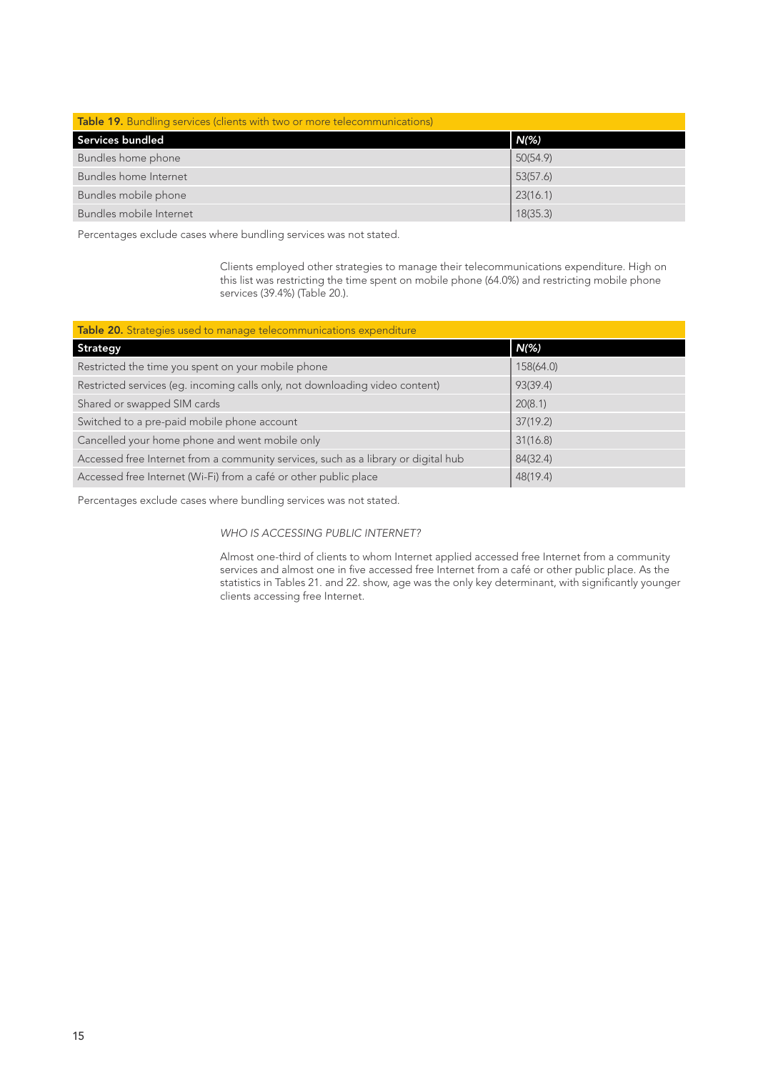**Table 19.** Bundling services (clients with two or more telecommunications)

| Services bundled | *N(%)* |
|---|---|
| Bundles home phone | 50(54.9) |
| Bundles home Internet | 53(57.6) |
| Bundles mobile phone | 23(16.1) |
| Bundles mobile Internet | 18(35.3) |

Percentages exclude cases where bundling services was not stated.

Clients employed other strategies to manage their telecommunications expenditure. High on this list was restricting the time spent on mobile phone (64.0%) and restricting mobile phone services (39.4%) (Table 20.).

**Table 20.** Strategies used to manage telecommunications expenditure

| Strategy | *N(%)* |
|---|---|
| Restricted the time you spent on your mobile phone | 158(64.0) |
| Restricted services (eg. incoming calls only, not downloading video content) | 93(39.4) |
| Shared or swapped SIM cards | 20(8.1) |
| Switched to a pre-paid mobile phone account | 37(19.2) |
| Cancelled your home phone and went mobile only | 31(16.8) |
| Accessed free Internet from a community services, such as a library or digital hub | 84(32.4) |
| Accessed free Internet (Wi-Fi) from a café or other public place | 48(19.4) |

Percentages exclude cases where bundling services was not stated.

*WHO IS ACCESSING PUBLIC INTERNET?*

Almost one-third of clients to whom Internet applied accessed free Internet from a community services and almost one in five accessed free Internet from a café or other public place. As the statistics in Tables 21. and 22. show, age was the only key determinant, with significantly younger clients accessing free Internet.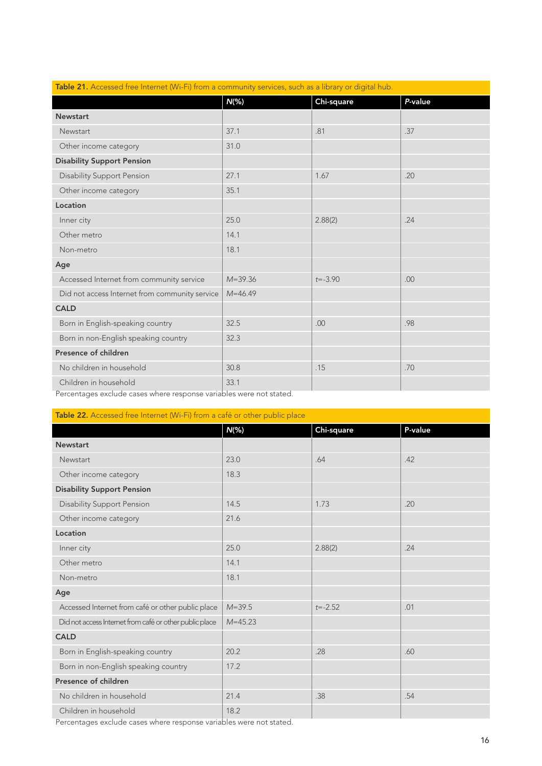**Table 21.** Accessed free Internet (Wi-Fi) from a community services, such as a library or digital hub.

| | *N*(%) | Chi-square | *P*-value |
|---|---|---|---|
| **Newstart** | | | |
| Newstart | 37.1 | .81 | .37 |
| Other income category | 31.0 | | |
| **Disability Support Pension** | | | |
| Disability Support Pension | 27.1 | 1.67 | .20 |
| Other income category | 35.1 | | |
| **Location** | | | |
| Inner city | 25.0 | 2.88(2) | .24 |
| Other metro | 14.1 | | |
| Non-metro | 18.1 | | |
| **Age** | | | |
| Accessed Internet from community service | *M*=39.36 | *t*=-3.90 | .00 |
| Did not access Internet from community service | *M*=46.49 | | |
| **CALD** | | | |
| Born in English-speaking country | 32.5 | .00 | .98 |
| Born in non-English speaking country | 32.3 | | |
| **Presence of children** | | | |
| No children in household | 30.8 | .15 | .70 |
| Children in household | 33.1 | | |

Percentages exclude cases where response variables were not stated.

**Table 22.** Accessed free Internet (Wi-Fi) from a café or other public place

| | *N*(%) | Chi-square | P-value |
|---|---|---|---|
| **Newstart** | | | |
| Newstart | 23.0 | .64 | .42 |
| Other income category | 18.3 | | |
| **Disability Support Pension** | | | |
| Disability Support Pension | 14.5 | 1.73 | .20 |
| Other income category | 21.6 | | |
| **Location** | | | |
| Inner city | 25.0 | 2.88(2) | .24 |
| Other metro | 14.1 | | |
| Non-metro | 18.1 | | |
| **Age** | | | |
| Accessed Internet from café or other public place | *M*=39.5 | *t*=-2.52 | .01 |
| Did not access Internet from café or other public place | *M*=45.23 | | |
| **CALD** | | | |
| Born in English-speaking country | 20.2 | .28 | .60 |
| Born in non-English speaking country | 17.2 | | |
| **Presence of children** | | | |
| No children in household | 21.4 | .38 | .54 |
| Children in household | 18.2 | | |

Percentages exclude cases where response variables were not stated.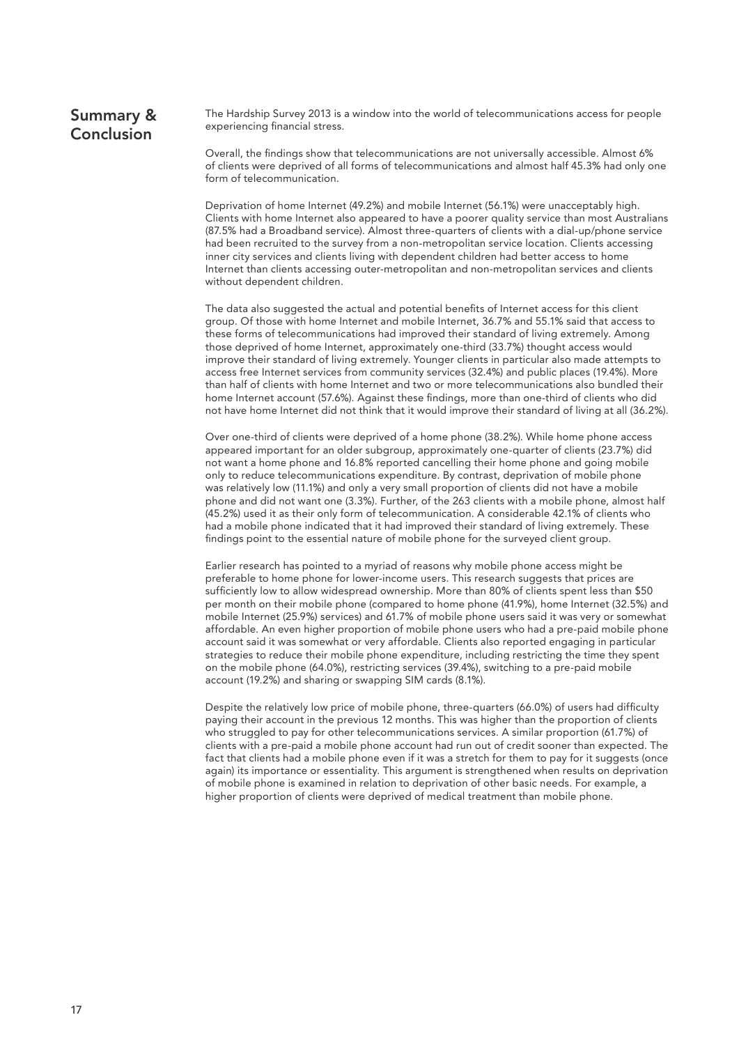## Summary & Conclusion

The Hardship Survey 2013 is a window into the world of telecommunications access for people experiencing financial stress.

Overall, the findings show that telecommunications are not universally accessible. Almost 6% of clients were deprived of all forms of telecommunications and almost half 45.3% had only one form of telecommunication.

Deprivation of home Internet (49.2%) and mobile Internet (56.1%) were unacceptably high. Clients with home Internet also appeared to have a poorer quality service than most Australians (87.5% had a Broadband service). Almost three-quarters of clients with a dial-up/phone service had been recruited to the survey from a non-metropolitan service location. Clients accessing inner city services and clients living with dependent children had better access to home Internet than clients accessing outer-metropolitan and non-metropolitan services and clients without dependent children.

The data also suggested the actual and potential benefits of Internet access for this client group. Of those with home Internet and mobile Internet, 36.7% and 55.1% said that access to these forms of telecommunications had improved their standard of living extremely. Among those deprived of home Internet, approximately one-third (33.7%) thought access would improve their standard of living extremely. Younger clients in particular also made attempts to access free Internet services from community services (32.4%) and public places (19.4%). More than half of clients with home Internet and two or more telecommunications also bundled their home Internet account (57.6%). Against these findings, more than one-third of clients who did not have home Internet did not think that it would improve their standard of living at all (36.2%).

Over one-third of clients were deprived of a home phone (38.2%). While home phone access appeared important for an older subgroup, approximately one-quarter of clients (23.7%) did not want a home phone and 16.8% reported cancelling their home phone and going mobile only to reduce telecommunications expenditure. By contrast, deprivation of mobile phone was relatively low (11.1%) and only a very small proportion of clients did not have a mobile phone and did not want one (3.3%). Further, of the 263 clients with a mobile phone, almost half (45.2%) used it as their only form of telecommunication. A considerable 42.1% of clients who had a mobile phone indicated that it had improved their standard of living extremely. These findings point to the essential nature of mobile phone for the surveyed client group.

Earlier research has pointed to a myriad of reasons why mobile phone access might be preferable to home phone for lower-income users. This research suggests that prices are sufficiently low to allow widespread ownership. More than 80% of clients spent less than $50 per month on their mobile phone (compared to home phone (41.9%), home Internet (32.5%) and mobile Internet (25.9%) services) and 61.7% of mobile phone users said it was very or somewhat affordable. An even higher proportion of mobile phone users who had a pre-paid mobile phone account said it was somewhat or very affordable. Clients also reported engaging in particular strategies to reduce their mobile phone expenditure, including restricting the time they spent on the mobile phone (64.0%), restricting services (39.4%), switching to a pre-paid mobile account (19.2%) and sharing or swapping SIM cards (8.1%).

Despite the relatively low price of mobile phone, three-quarters (66.0%) of users had difficulty paying their account in the previous 12 months. This was higher than the proportion of clients who struggled to pay for other telecommunications services. A similar proportion (61.7%) of clients with a pre-paid a mobile phone account had run out of credit sooner than expected. The fact that clients had a mobile phone even if it was a stretch for them to pay for it suggests (once again) its importance or essentiality. This argument is strengthened when results on deprivation of mobile phone is examined in relation to deprivation of other basic needs. For example, a higher proportion of clients were deprived of medical treatment than mobile phone.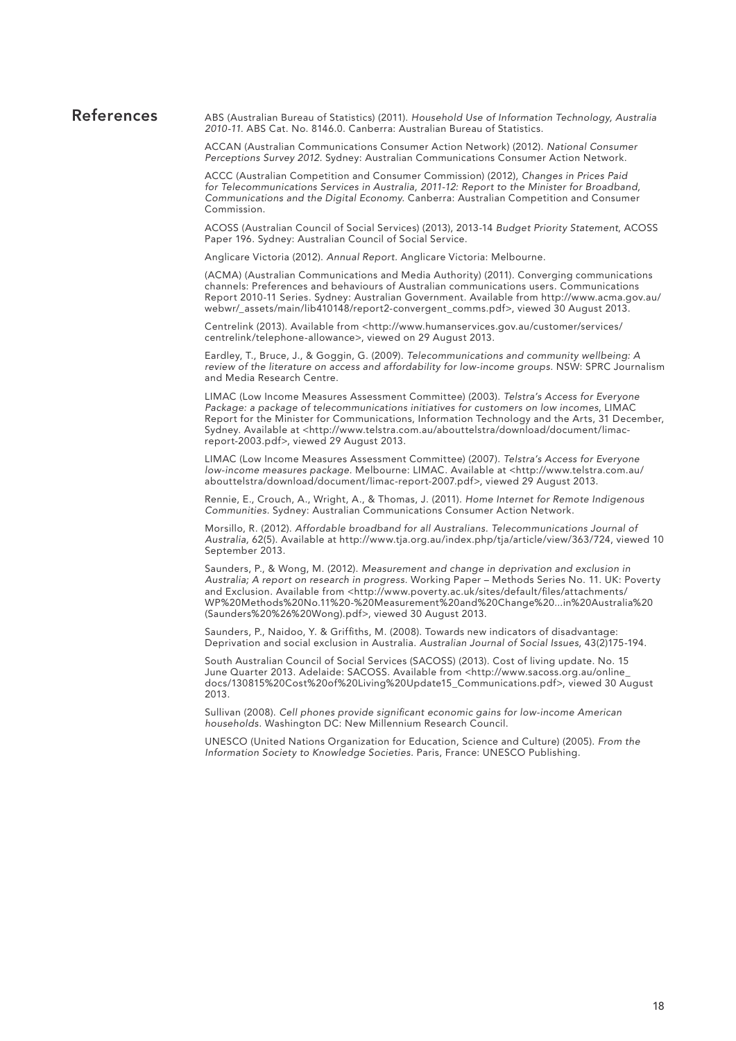# References

ABS (Australian Bureau of Statistics) (2011). *Household Use of Information Technology, Australia 2010-11.* ABS Cat. No. 8146.0. Canberra: Australian Bureau of Statistics.

ACCAN (Australian Communications Consumer Action Network) (2012). *National Consumer Perceptions Survey 2012.* Sydney: Australian Communications Consumer Action Network.

ACCC (Australian Competition and Consumer Commission) (2012), *Changes in Prices Paid for Telecommunications Services in Australia, 2011-12: Report to the Minister for Broadband, Communications and the Digital Economy.* Canberra: Australian Competition and Consumer Commission.

ACOSS (Australian Council of Social Services) (2013), 2013-14 *Budget Priority Statement*, ACOSS Paper 196. Sydney: Australian Council of Social Service.

Anglicare Victoria (2012). *Annual Report.* Anglicare Victoria: Melbourne.

(ACMA) (Australian Communications and Media Authority) (2011). Converging communications channels: Preferences and behaviours of Australian communications users. Communications Report 2010-11 Series. Sydney: Australian Government. Available from http://www.acma.gov.au/webwr/_assets/main/lib410148/report2-convergent_comms.pdf>, viewed 30 August 2013.

Centrelink (2013). Available from <http://www.humanservices.gov.au/customer/services/centrelink/telephone-allowance>, viewed on 29 August 2013.

Eardley, T., Bruce, J., & Goggin, G. (2009). *Telecommunications and community wellbeing: A review of the literature on access and affordability for low-income groups.* NSW: SPRC Journalism and Media Research Centre.

LIMAC (Low Income Measures Assessment Committee) (2003). *Telstra's Access for Everyone Package: a package of telecommunications initiatives for customers on low incomes*, LIMAC Report for the Minister for Communications, Information Technology and the Arts, 31 December, Sydney. Available at <http://www.telstra.com.au/abouttelstra/download/document/limac-report-2003.pdf>, viewed 29 August 2013.

LIMAC (Low Income Measures Assessment Committee) (2007). *Telstra's Access for Everyone low-income measures package.* Melbourne: LIMAC. Available at <http://www.telstra.com.au/abouttelstra/download/document/limac-report-2007.pdf>, viewed 29 August 2013.

Rennie, E., Crouch, A., Wright, A., & Thomas, J. (2011). *Home Internet for Remote Indigenous Communities.* Sydney: Australian Communications Consumer Action Network.

Morsillo, R. (2012). *Affordable broadband for all Australians. Telecommunications Journal of Australia,* 62(5). Available at http://www.tja.org.au/index.php/tja/article/view/363/724, viewed 10 September 2013.

Saunders, P., & Wong, M. (2012). *Measurement and change in deprivation and exclusion in Australia; A report on research in progress.* Working Paper – Methods Series No. 11. UK: Poverty and Exclusion. Available from <http://www.poverty.ac.uk/sites/default/files/attachments/WP%20Methods%20No.11%20-%20Measurement%20and%20Change%20...in%20Australia%20(Saunders%20%26%20Wong).pdf>, viewed 30 August 2013.

Saunders, P., Naidoo, Y. & Griffiths, M. (2008). Towards new indicators of disadvantage: Deprivation and social exclusion in Australia. *Australian Journal of Social Issues,* 43(2)175-194.

South Australian Council of Social Services (SACOSS) (2013). Cost of living update. No. 15 June Quarter 2013. Adelaide: SACOSS. Available from <http://www.sacoss.org.au/online_docs/130815%20Cost%20of%20Living%20Update15_Communications.pdf>, viewed 30 August 2013.

Sullivan (2008). *Cell phones provide significant economic gains for low-income American households.* Washington DC: New Millennium Research Council.

UNESCO (United Nations Organization for Education, Science and Culture) (2005). *From the Information Society to Knowledge Societies.* Paris, France: UNESCO Publishing.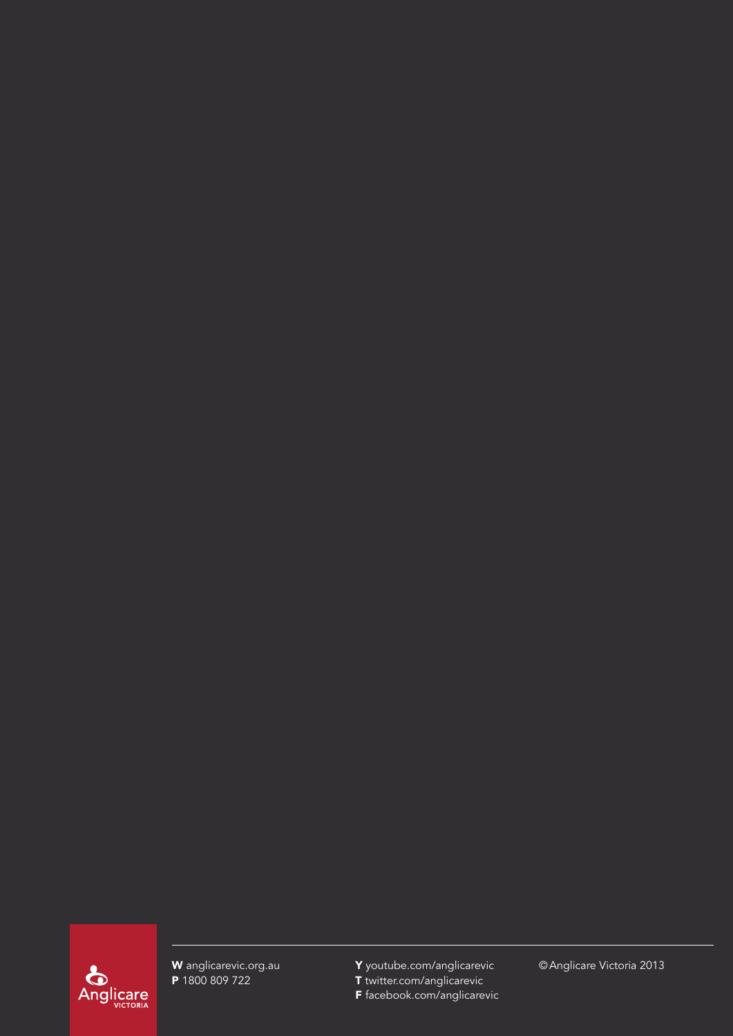Anglicare VICTORIA

**W** anglicarevic.org.au
**P** 1800 809 722

**Y** youtube.com/anglicarevic
**T** twitter.com/anglicarevic
**F** facebook.com/anglicarevic

© Anglicare Victoria 2013